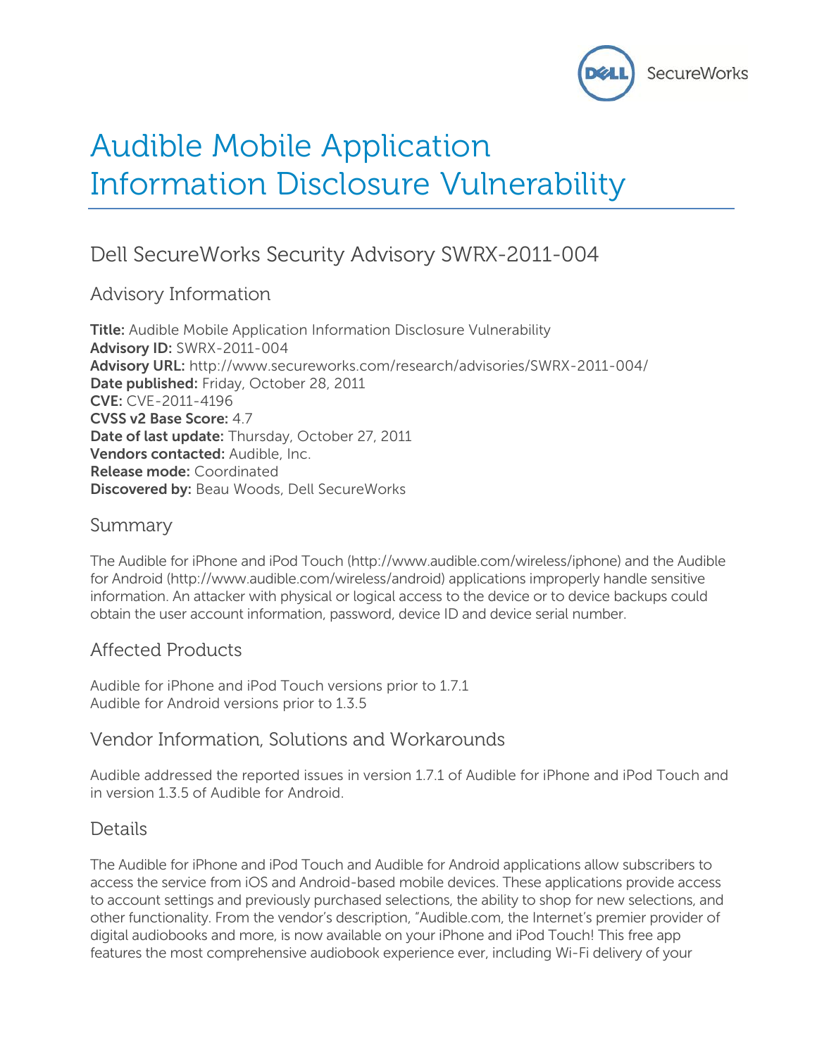# Audible Mobile Application Information Disclosure Vulnerability

## Dell SecureWorks Security Advisory SWRX-2011-004

### Advisory Information

**Title:** Audible Mobile Application Information Disclosure Vulnerability
**Advisory ID:** SWRX-2011-004
**Advisory URL:** http://www.secureworks.com/research/advisories/SWRX-2011-004/
**Date published:** Friday, October 28, 2011
**CVE:** CVE-2011-4196
**CVSS v2 Base Score:** 4.7
**Date of last update:** Thursday, October 27, 2011
**Vendors contacted:** Audible, Inc.
**Release mode:** Coordinated
**Discovered by:** Beau Woods, Dell SecureWorks

### Summary

The Audible for iPhone and iPod Touch (http://www.audible.com/wireless/iphone) and the Audible for Android (http://www.audible.com/wireless/android) applications improperly handle sensitive information. An attacker with physical or logical access to the device or to device backups could obtain the user account information, password, device ID and device serial number.

### Affected Products

Audible for iPhone and iPod Touch versions prior to 1.7.1
Audible for Android versions prior to 1.3.5

### Vendor Information, Solutions and Workarounds

Audible addressed the reported issues in version 1.7.1 of Audible for iPhone and iPod Touch and in version 1.3.5 of Audible for Android.

### Details

The Audible for iPhone and iPod Touch and Audible for Android applications allow subscribers to access the service from iOS and Android-based mobile devices. These applications provide access to account settings and previously purchased selections, the ability to shop for new selections, and other functionality. From the vendor's description, "Audible.com, the Internet's premier provider of digital audiobooks and more, is now available on your iPhone and iPod Touch! This free app features the most comprehensive audiobook experience ever, including Wi-Fi delivery of your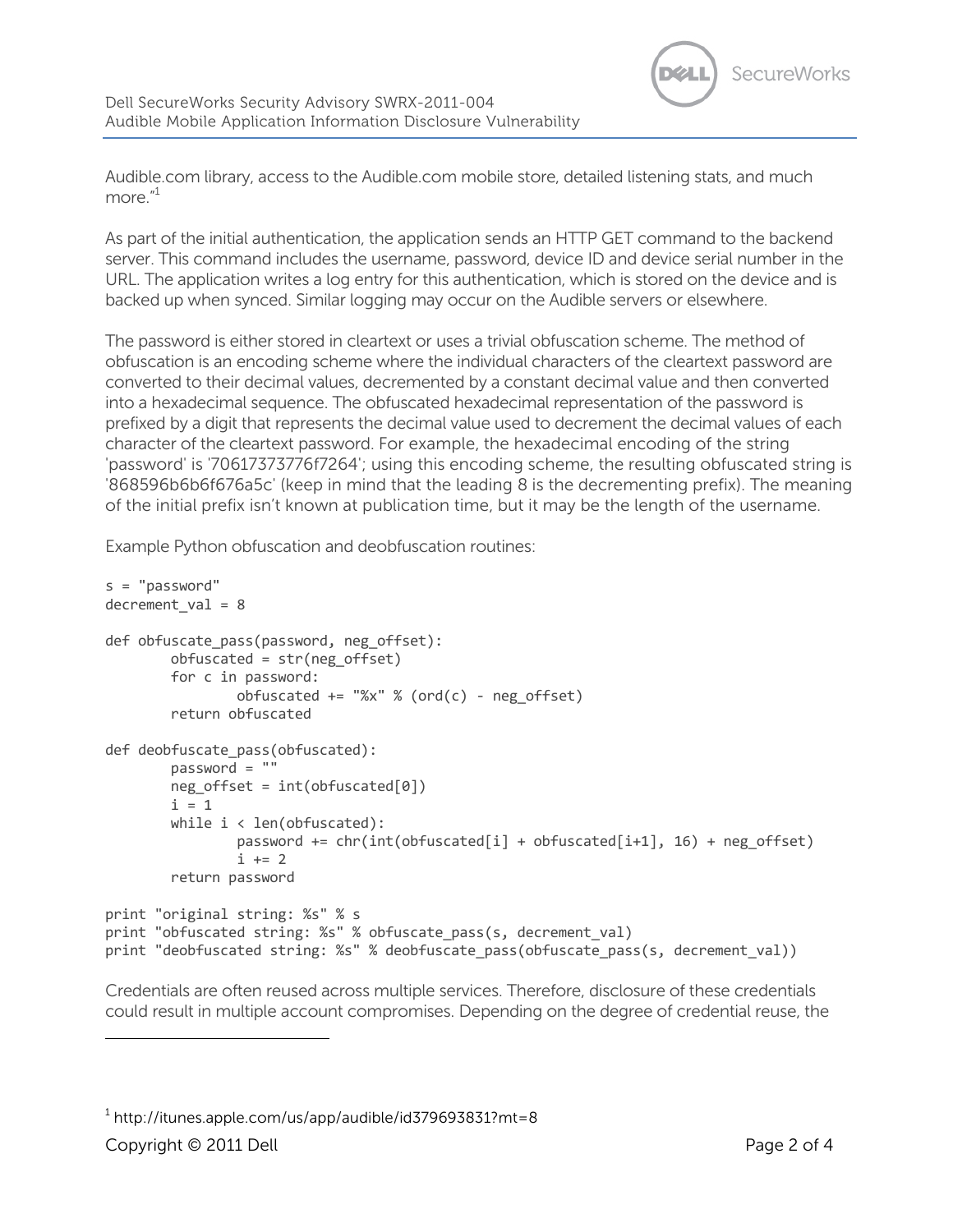Audible.com library, access to the Audible.com mobile store, detailed listening stats, and much more."[1]

As part of the initial authentication, the application sends an HTTP GET command to the backend server. This command includes the username, password, device ID and device serial number in the URL. The application writes a log entry for this authentication, which is stored on the device and is backed up when synced. Similar logging may occur on the Audible servers or elsewhere.

The password is either stored in cleartext or uses a trivial obfuscation scheme. The method of obfuscation is an encoding scheme where the individual characters of the cleartext password are converted to their decimal values, decremented by a constant decimal value and then converted into a hexadecimal sequence. The obfuscated hexadecimal representation of the password is prefixed by a digit that represents the decimal value used to decrement the decimal values of each character of the cleartext password. For example, the hexadecimal encoding of the string 'password' is '70617373776f7264'; using this encoding scheme, the resulting obfuscated string is '868596b6b6f676a5c' (keep in mind that the leading 8 is the decrementing prefix). The meaning of the initial prefix isn't known at publication time, but it may be the length of the username.

Example Python obfuscation and deobfuscation routines:

```
s = "password"
decrement_val = 8

def obfuscate_pass(password, neg_offset):
        obfuscated = str(neg_offset)
        for c in password:
                obfuscated += "%x" % (ord(c) - neg_offset)
        return obfuscated

def deobfuscate_pass(obfuscated):
        password = ""
        neg_offset = int(obfuscated[0])
        i = 1
        while i < len(obfuscated):
                password += chr(int(obfuscated[i] + obfuscated[i+1], 16) + neg_offset)
                i += 2
        return password

print "original string: %s" % s
print "obfuscated string: %s" % obfuscate_pass(s, decrement_val)
print "deobfuscated string: %s" % deobfuscate_pass(obfuscate_pass(s, decrement_val))
```

Credentials are often reused across multiple services. Therefore, disclosure of these credentials could result in multiple account compromises. Depending on the degree of credential reuse, the

[1] http://itunes.apple.com/us/app/audible/id379693831?mt=8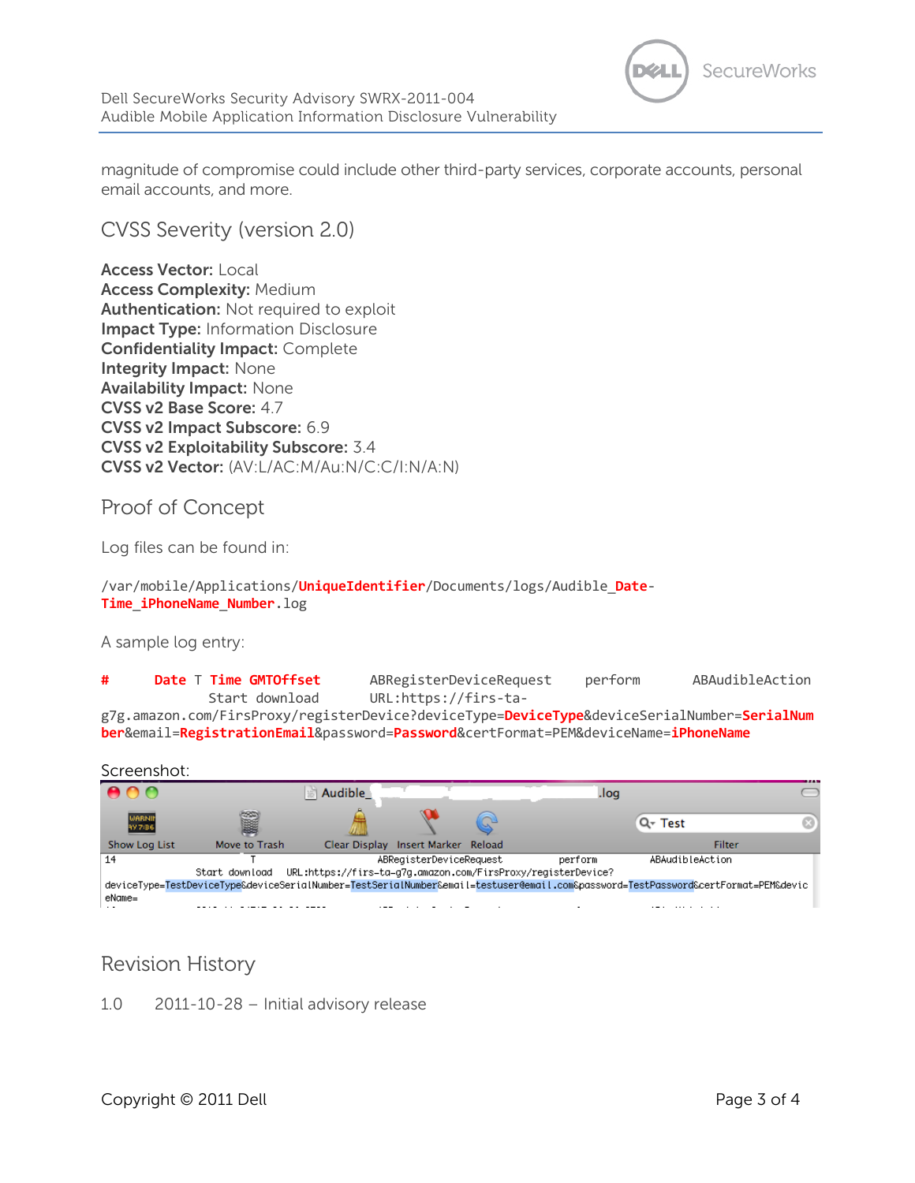magnitude of compromise could include other third-party services, corporate accounts, personal email accounts, and more.

## CVSS Severity (version 2.0)

**Access Vector:** Local
**Access Complexity:** Medium
**Authentication:** Not required to exploit
**Impact Type:** Information Disclosure
**Confidentiality Impact:** Complete
**Integrity Impact:** None
**Availability Impact:** None
**CVSS v2 Base Score:** 4.7
**CVSS v2 Impact Subscore:** 6.9
**CVSS v2 Exploitability Subscore:** 3.4
**CVSS v2 Vector:** (AV:L/AC:M/Au:N/C:C/I:N/A:N)

## Proof of Concept

Log files can be found in:

```
/var/mobile/Applications/UniqueIdentifier/Documents/logs/Audible_Date-Time_iPhoneName_Number.log
```

A sample log entry:

```
#     Date T Time GMTOffset        ABRegisterDeviceRequest     perform       ABAudibleAction
            Start download       URL:https://firs-ta-g7g.amazon.com/FirsProxy/registerDevice?deviceType=DeviceType&deviceSerialNumber=SerialNumber&email=RegistrationEmail&password=Password&certFormat=PEM&deviceName=iPhoneName
```

Screenshot:

```
14                 T                    ABRegisterDeviceRequest          perform          ABAudibleAction
            Start download    URL:https://firs-ta-g7g.amazon.com/FirsProxy/registerDevice?
deviceType=TestDeviceType&deviceSerialNumber=TestSerialNumber&email=testuser@email.com&password=TestPassword&certFormat=PEM&deviceName=
```

## Revision History

1.0    2011-10-28 – Initial advisory release

Copyright © 2011 Dell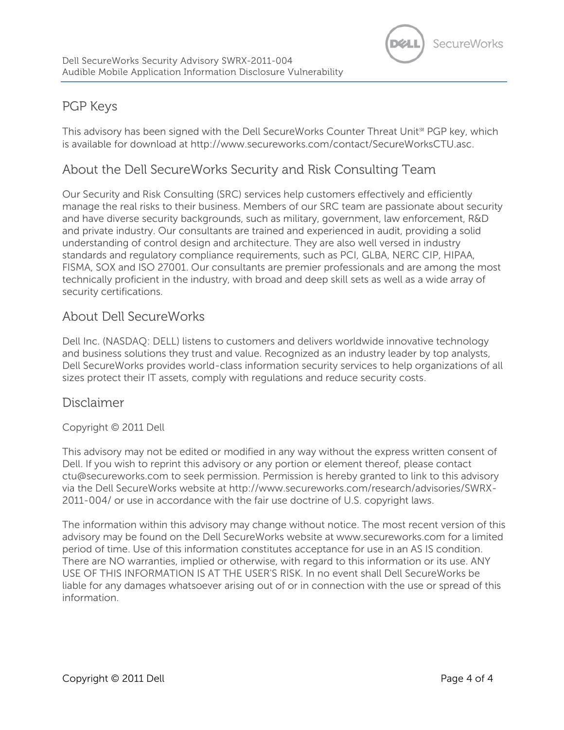## PGP Keys

This advisory has been signed with the Dell SecureWorks Counter Threat Unit℠ PGP key, which is available for download at http://www.secureworks.com/contact/SecureWorksCTU.asc.

## About the Dell SecureWorks Security and Risk Consulting Team

Our Security and Risk Consulting (SRC) services help customers effectively and efficiently manage the real risks to their business. Members of our SRC team are passionate about security and have diverse security backgrounds, such as military, government, law enforcement, R&D and private industry. Our consultants are trained and experienced in audit, providing a solid understanding of control design and architecture. They are also well versed in industry standards and regulatory compliance requirements, such as PCI, GLBA, NERC CIP, HIPAA, FISMA, SOX and ISO 27001. Our consultants are premier professionals and are among the most technically proficient in the industry, with broad and deep skill sets as well as a wide array of security certifications.

## About Dell SecureWorks

Dell Inc. (NASDAQ: DELL) listens to customers and delivers worldwide innovative technology and business solutions they trust and value. Recognized as an industry leader by top analysts, Dell SecureWorks provides world-class information security services to help organizations of all sizes protect their IT assets, comply with regulations and reduce security costs.

## Disclaimer

Copyright © 2011 Dell

This advisory may not be edited or modified in any way without the express written consent of Dell. If you wish to reprint this advisory or any portion or element thereof, please contact ctu@secureworks.com to seek permission. Permission is hereby granted to link to this advisory via the Dell SecureWorks website at http://www.secureworks.com/research/advisories/SWRX-2011-004/ or use in accordance with the fair use doctrine of U.S. copyright laws.

The information within this advisory may change without notice. The most recent version of this advisory may be found on the Dell SecureWorks website at www.secureworks.com for a limited period of time. Use of this information constitutes acceptance for use in an AS IS condition. There are NO warranties, implied or otherwise, with regard to this information or its use. ANY USE OF THIS INFORMATION IS AT THE USER'S RISK. In no event shall Dell SecureWorks be liable for any damages whatsoever arising out of or in connection with the use or spread of this information.